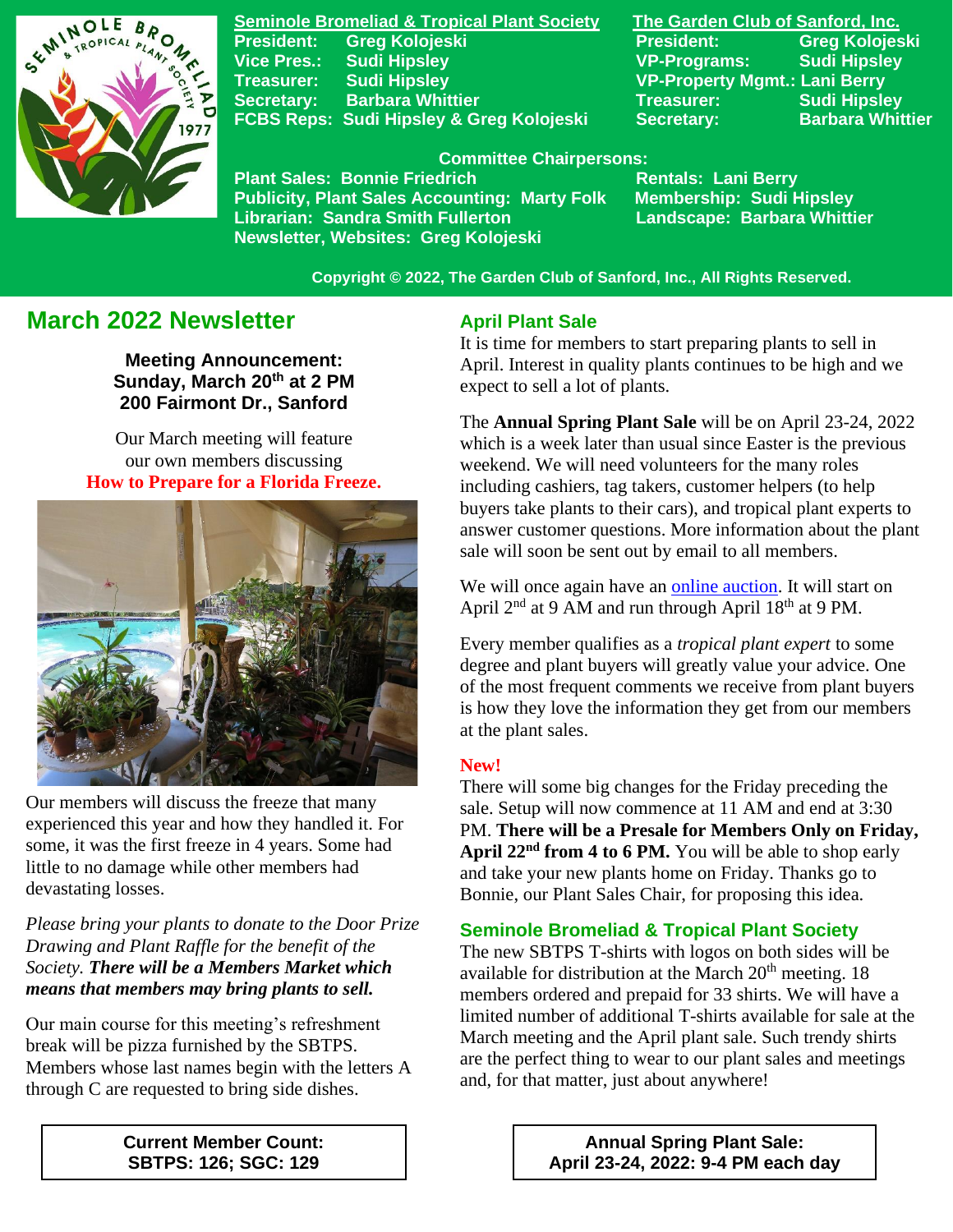**Seminole Bromeliad & Tropical Plant Society**

| | |
|---|---|
| President: | Greg Kolojeski |
| Vice Pres.: | Sudi Hipsley |
| Treasurer: | Sudi Hipsley |
| Secretary: | Barbara Whittier |
| FCBS Reps: | Sudi Hipsley & Greg Kolojeski |

**The Garden Club of Sanford, Inc.**

| | |
|---|---|
| President: | Greg Kolojeski |
| VP-Programs: | Sudi Hipsley |
| VP-Property Mgmt.: | Lani Berry |
| Treasurer: | Sudi Hipsley |
| Secretary: | Barbara Whittier |

**Committee Chairpersons:**

Plant Sales: Bonnie Friedrich
Publicity, Plant Sales Accounting: Marty Folk
Librarian: Sandra Smith Fullerton
Newsletter, Websites: Greg Kolojeski
Rentals: Lani Berry
Membership: Sudi Hipsley
Landscape: Barbara Whittier

Copyright © 2022, The Garden Club of Sanford, Inc., All Rights Reserved.

# March 2022 Newsletter

**Meeting Announcement:**
**Sunday, March 20th at 2 PM**
**200 Fairmont Dr., Sanford**

Our March meeting will feature our own members discussing **How to Prepare for a Florida Freeze.**

Our members will discuss the freeze that many experienced this year and how they handled it. For some, it was the first freeze in 4 years. Some had little to no damage while other members had devastating losses.

*Please bring your plants to donate to the Door Prize Drawing and Plant Raffle for the benefit of the Society.* ***There will be a Members Market which means that members may bring plants to sell.***

Our main course for this meeting's refreshment break will be pizza furnished by the SBTPS. Members whose last names begin with the letters A through C are requested to bring side dishes.

**Current Member Count:**
**SBTPS: 126; SGC: 129**

## April Plant Sale

It is time for members to start preparing plants to sell in April. Interest in quality plants continues to be high and we expect to sell a lot of plants.

The **Annual Spring Plant Sale** will be on April 23-24, 2022 which is a week later than usual since Easter is the previous weekend. We will need volunteers for the many roles including cashiers, tag takers, customer helpers (to help buyers take plants to their cars), and tropical plant experts to answer customer questions. More information about the plant sale will soon be sent out by email to all members.

We will once again have an online auction. It will start on April 2nd at 9 AM and run through April 18th at 9 PM.

Every member qualifies as a *tropical plant expert* to some degree and plant buyers will greatly value your advice. One of the most frequent comments we receive from plant buyers is how they love the information they get from our members at the plant sales.

**New!**

There will some big changes for the Friday preceding the sale. Setup will now commence at 11 AM and end at 3:30 PM. **There will be a Presale for Members Only on Friday, April 22nd from 4 to 6 PM.** You will be able to shop early and take your new plants home on Friday. Thanks go to Bonnie, our Plant Sales Chair, for proposing this idea.

## Seminole Bromeliad & Tropical Plant Society

The new SBTPS T-shirts with logos on both sides will be available for distribution at the March 20th meeting. 18 members ordered and prepaid for 33 shirts. We will have a limited number of T-shirts available for sale at the March meeting and the April plant sale. Such trendy shirts are the perfect thing to wear to our plant sales and meetings and, for that matter, just about anywhere!

**Annual Spring Plant Sale:**
**April 23-24, 2022: 9-4 PM each day**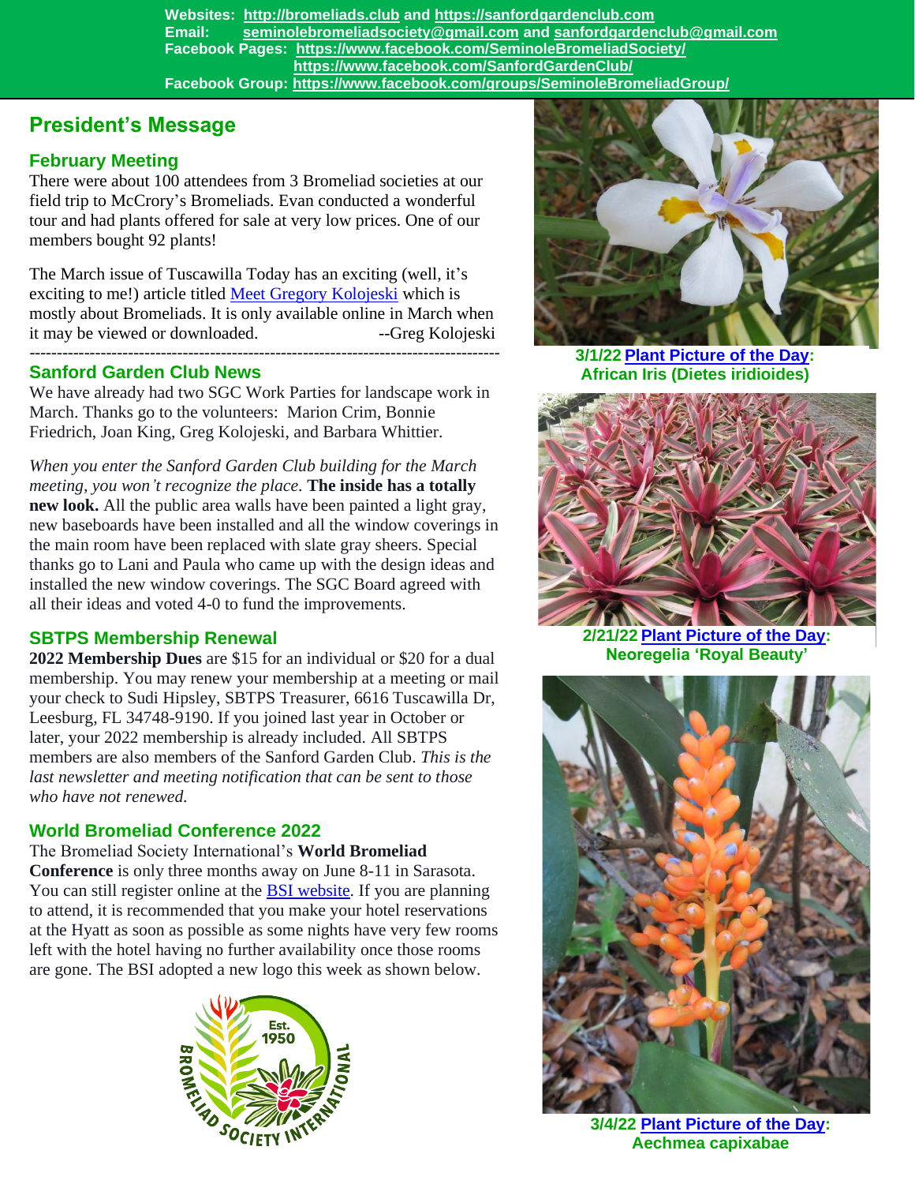**Websites:** http://bromeliads.club and https://sanfordgardenclub.com
**Email:** seminolebromeliadsociety@gmail.com and sanfordgardenclub@gmail.com
**Facebook Pages:** https://www.facebook.com/SeminoleBromeliadSociety/
https://www.facebook.com/SanfordGardenClub/
**Facebook Group:** https://www.facebook.com/groups/SeminoleBromeliadGroup/

## President's Message

### February Meeting

There were about 100 attendees from 3 Bromeliad societies at our field trip to McCrory's Bromeliads. Evan conducted a wonderful tour and had plants offered for sale at very low prices. One of our members bought 92 plants!

The March issue of Tuscawilla Today has an exciting (well, it's exciting to me!) article titled Meet Gregory Kolojeski which is mostly about Bromeliads. It is only available online in March when it may be viewed or downloaded. --Greg Kolojeski

---

### Sanford Garden Club News

We have already had two SGC Work Parties for landscape work in March. Thanks go to the volunteers: Marion Crim, Bonnie Friedrich, Joan King, Greg Kolojeski, and Barbara Whittier.

*When you enter the Sanford Garden Club building for the March meeting, you won't recognize the place.* **The inside has a totally new look.** All the public area walls have been painted a light gray, new baseboards have been installed and all the window coverings in the main room have been replaced with slate gray sheers. Special thanks go to Lani and Paula who came up with the design ideas and installed the new window coverings. The SGC Board agreed with all their ideas and voted 4-0 to fund the improvements.

### SBTPS Membership Renewal

**2022 Membership Dues** are $15 for an individual or $20 for a dual membership. You may renew your membership at a meeting or mail your check to Sudi Hipsley, SBTPS Treasurer, 6616 Tuscawilla Dr, Leesburg, FL 34748-9190. If you joined last year in October or later, your 2022 membership is already included. All SBTPS members are also members of the Sanford Garden Club. *This is the last newsletter and meeting notification that can be sent to those who have not renewed.*

### World Bromeliad Conference 2022

The Bromeliad Society International's **World Bromeliad Conference** is only three months away on June 8-11 in Sarasota. You can still register online at the BSI website. If you are planning to attend, it is recommended that you make your hotel reservations at the Hyatt as soon as possible as some nights have very few rooms left with the hotel having no further availability once those rooms are gone. The BSI adopted a new logo this week as shown below.

**3/1/22 Plant Picture of the Day: African Iris (Dietes iridioides)**

**2/21/22 Plant Picture of the Day: Neoregelia 'Royal Beauty'**

**3/4/22 Plant Picture of the Day: Aechmea capixabae**